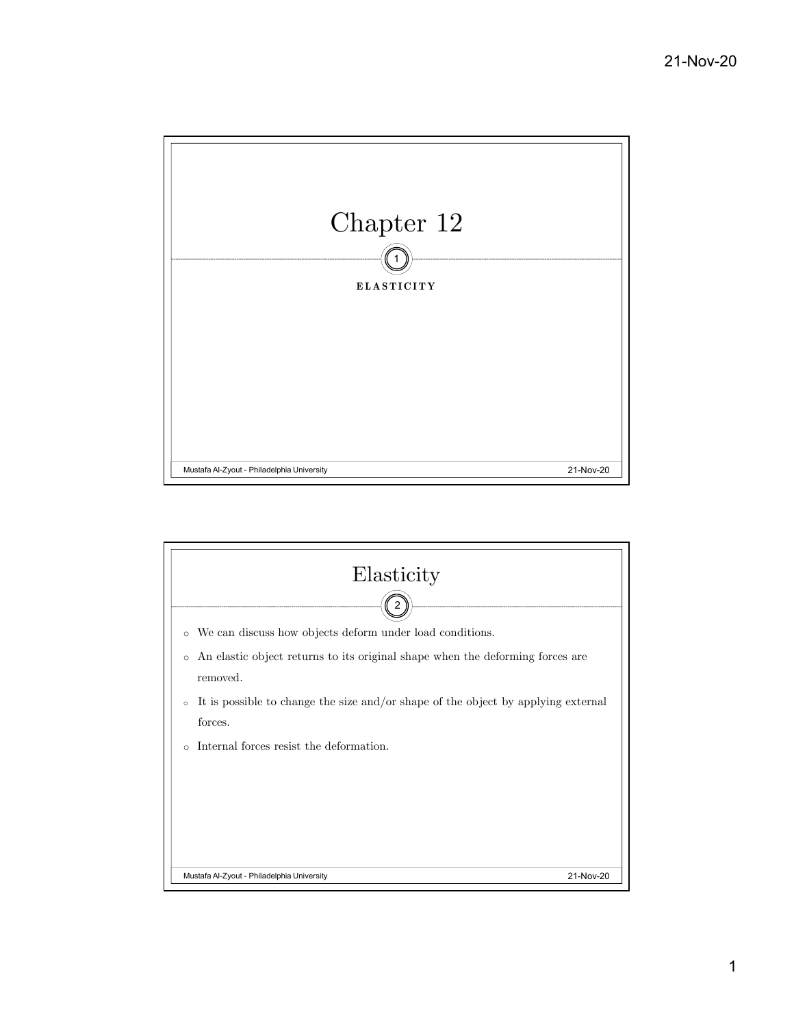# Chapter 12

**ELASTICITY**

# Elasticity

- We can discuss how objects deform under load conditions.
- An elastic object returns to its original shape when the deforming forces are removed.
- It is possible to change the size and/or shape of the object by applying external forces.
- Internal forces resist the deformation.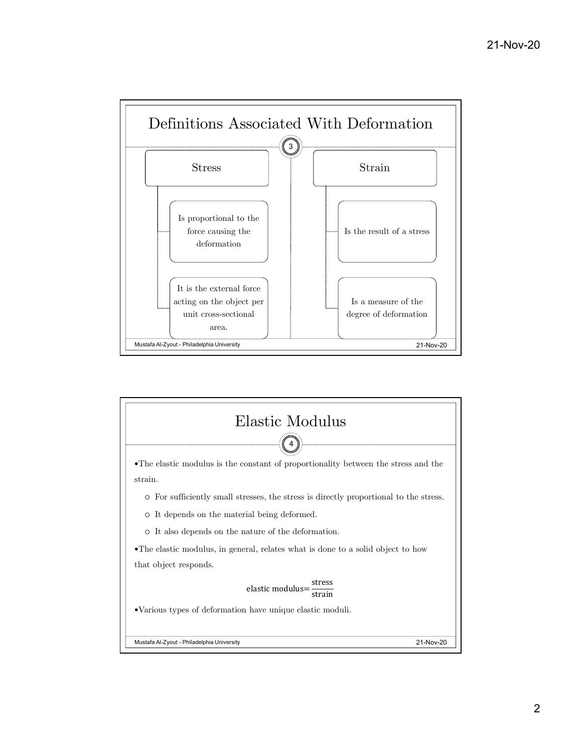## Definitions Associated With Deformation

### Stress

- Is proportional to the force causing the deformation
- It is the external force acting on the object per unit cross-sectional area.

### Strain

- Is the result of a stress
- Is a measure of the degree of deformation

## Elastic Modulus

- The elastic modulus is the constant of proportionality between the stress and the strain.
  - For sufficiently small stresses, the stress is directly proportional to the stress.
  - It depends on the material being deformed.
  - It also depends on the nature of the deformation.
- The elastic modulus, in general, relates what is done to a solid object to how that object responds.

$$\text{elastic modulus} = \frac{\text{stress}}{\text{strain}}$$

- Various types of deformation have unique elastic moduli.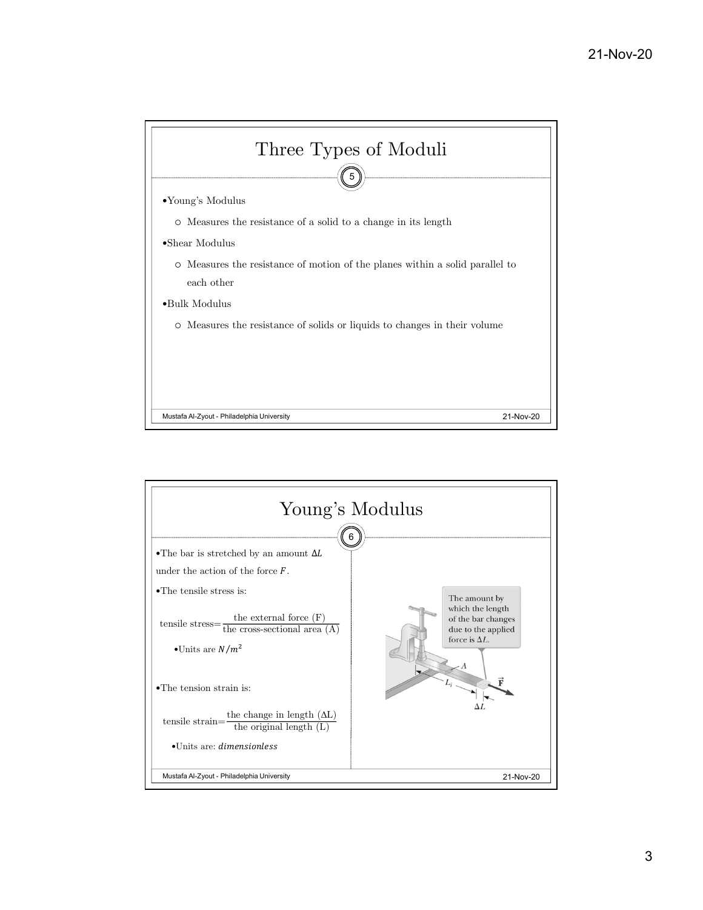# Three Types of Moduli

- Young's Modulus
  - Measures the resistance of a solid to a change in its length
- Shear Modulus
  - Measures the resistance of motion of the planes within a solid parallel to each other
- Bulk Modulus
  - Measures the resistance of solids or liquids to changes in their volume

# Young's Modulus

- The bar is stretched by an amount $\Delta L$ under the action of the force $F$.
- The tensile stress is:

$$\text{tensile stress} = \frac{\text{the external force (F)}}{\text{the cross-sectional area (A)}}$$

  - Units are $N/m^2$

- The tension strain is:

$$\text{tensile strain} = \frac{\text{the change in length } (\Delta \text{L})}{\text{the original length (L)}}$$

  - Units are: *dimensionless*

The amount by which the length of the bar changes due to the applied force is $\Delta L$.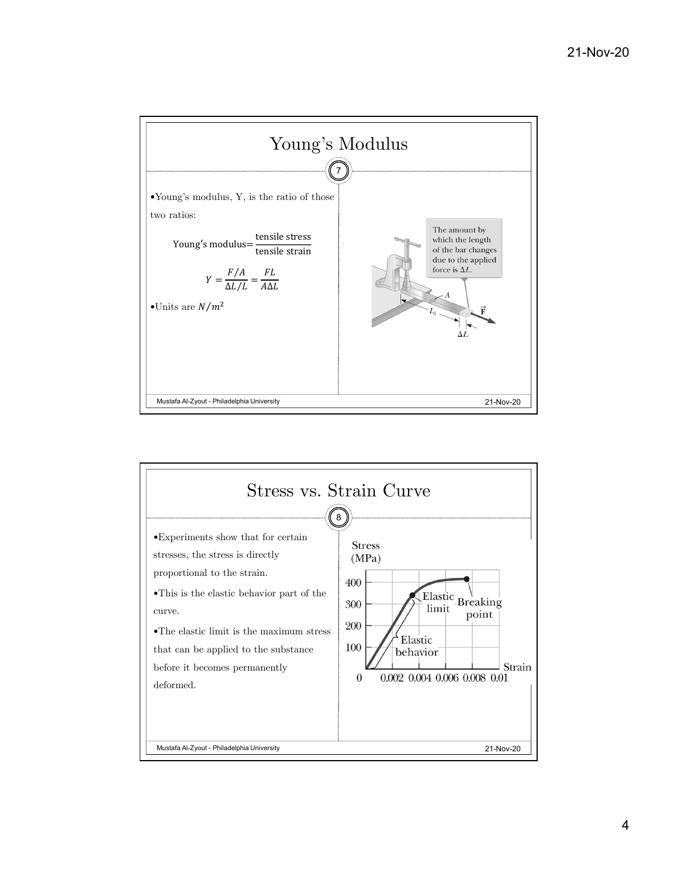# Young's Modulus

- Young's modulus, Y, is the ratio of those two ratios:

$$\text{Young's modulus} = \frac{\text{tensile stress}}{\text{tensile strain}}$$

$$Y = \frac{F/A}{\Delta L/L} = \frac{FL}{A\Delta L}$$

- Units are $N/m^2$

The amount by which the length of the bar changes due to the applied force is $\Delta L$.

# Stress vs. Strain Curve

- Experiments show that for certain stresses, the stress is directly proportional to the strain.
- This is the elastic behavior part of the curve.
- The elastic limit is the maximum stress that can be applied to the substance before it becomes permanently deformed.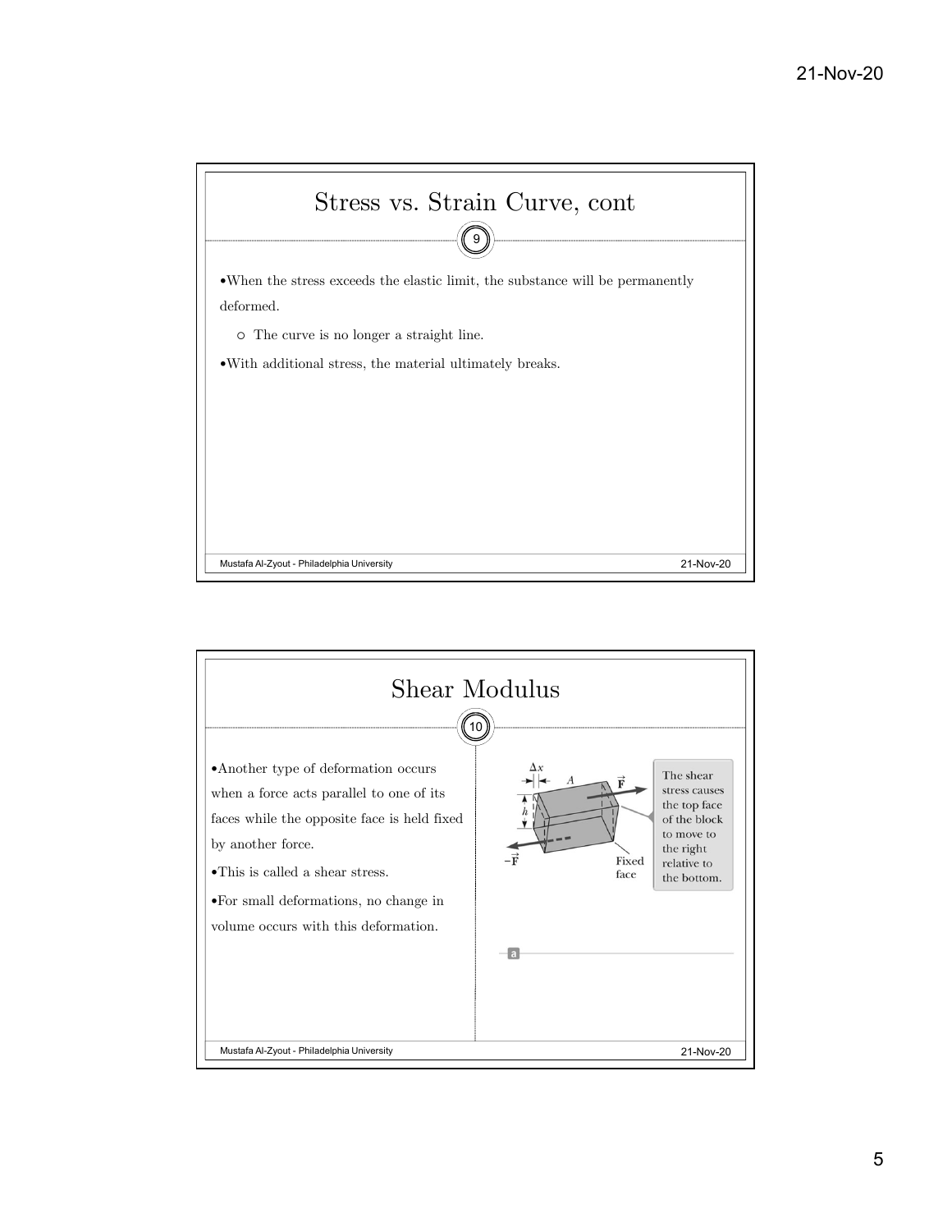## Stress vs. Strain Curve, cont

- When the stress exceeds the elastic limit, the substance will be permanently deformed.
  - The curve is no longer a straight line.
- With additional stress, the material ultimately breaks.

## Shear Modulus

- Another type of deformation occurs when a force acts parallel to one of its faces while the opposite face is held fixed by another force.
- This is called a shear stress.
- For small deformations, no change in volume occurs with this deformation.

The shear stress causes the top face of the block to move to the right relative to the bottom.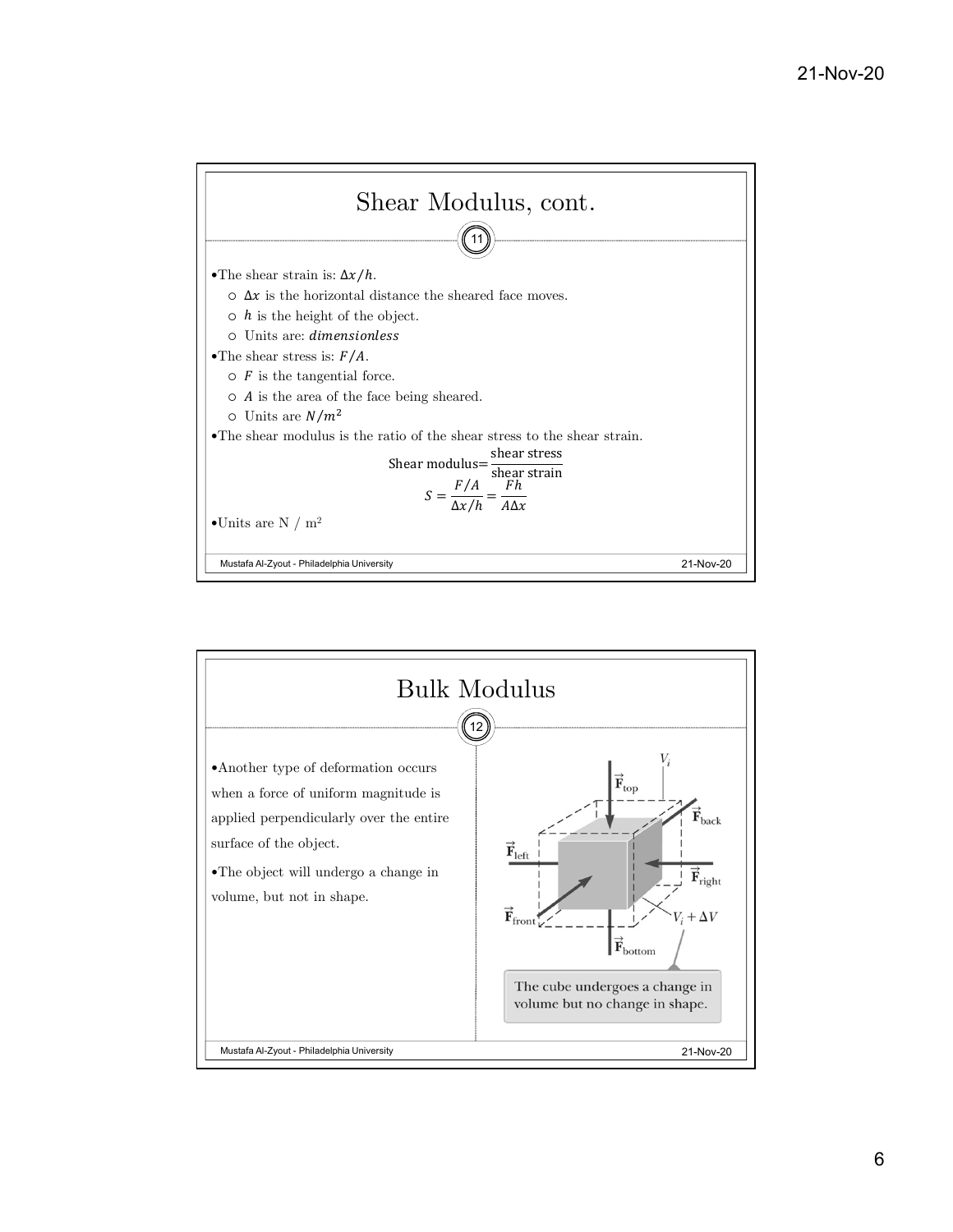## Shear Modulus, cont.

- The shear strain is: $\Delta x / h$.
  - $\Delta x$ is the horizontal distance the sheared face moves.
  - $h$ is the height of the object.
  - Units are: *dimensionless*
- The shear stress is: $F/A$.
  - $F$ is the tangential force.
  - $A$ is the area of the face being sheared.
  - Units are $N/m^2$
- The shear modulus is the ratio of the shear stress to the shear strain.

$$\text{Shear modulus} = \frac{\text{shear stress}}{\text{shear strain}}$$

$$S = \frac{F/A}{\Delta x / h} = \frac{Fh}{A \Delta x}$$

- Units are N / $m^2$

## Bulk Modulus

- Another type of deformation occurs when a force of uniform magnitude is applied perpendicularly over the entire surface of the object.
- The object will undergo a change in volume, but not in shape.

The cube undergoes a change in volume but no change in shape.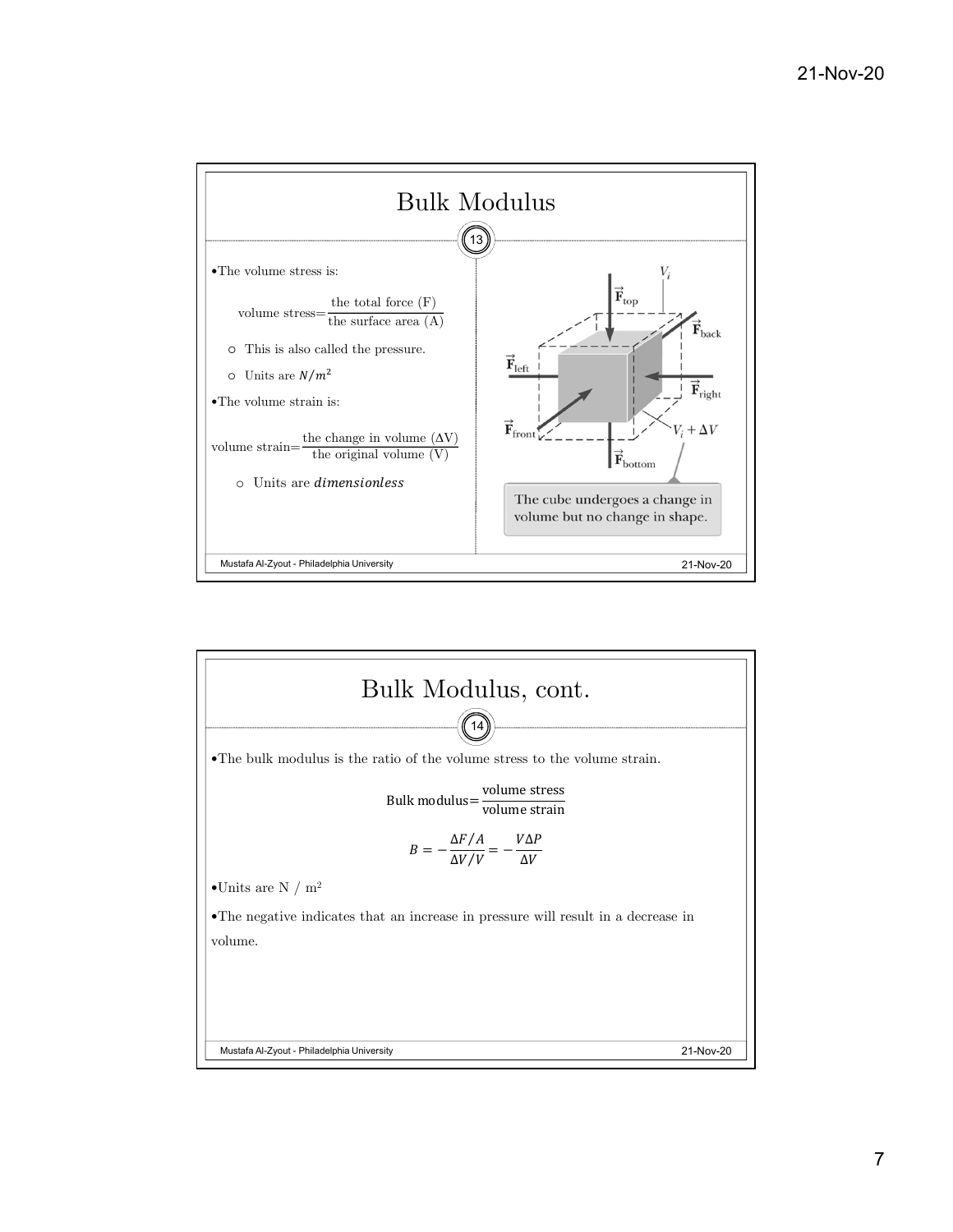# Bulk Modulus

- The volume stress is:

$$\text{volume stress} = \frac{\text{the total force (F)}}{\text{the surface area (A)}}$$

  - This is also called the pressure.
  - Units are $N/m^2$
- The volume strain is:

$$\text{volume strain} = \frac{\text{the change in volume } (\Delta V)}{\text{the original volume (V)}}$$

  - Units are *dimensionless*

The cube undergoes a change in volume but no change in shape.

# Bulk Modulus, cont.

- The bulk modulus is the ratio of the volume stress to the volume strain.

$$\text{Bulk modulus} = \frac{\text{volume stress}}{\text{volume strain}}$$

$$B = -\frac{\Delta F / A}{\Delta V / V} = -\frac{V \Delta P}{\Delta V}$$

- Units are N / $m^2$
- The negative indicates that an increase in pressure will result in a decrease in volume.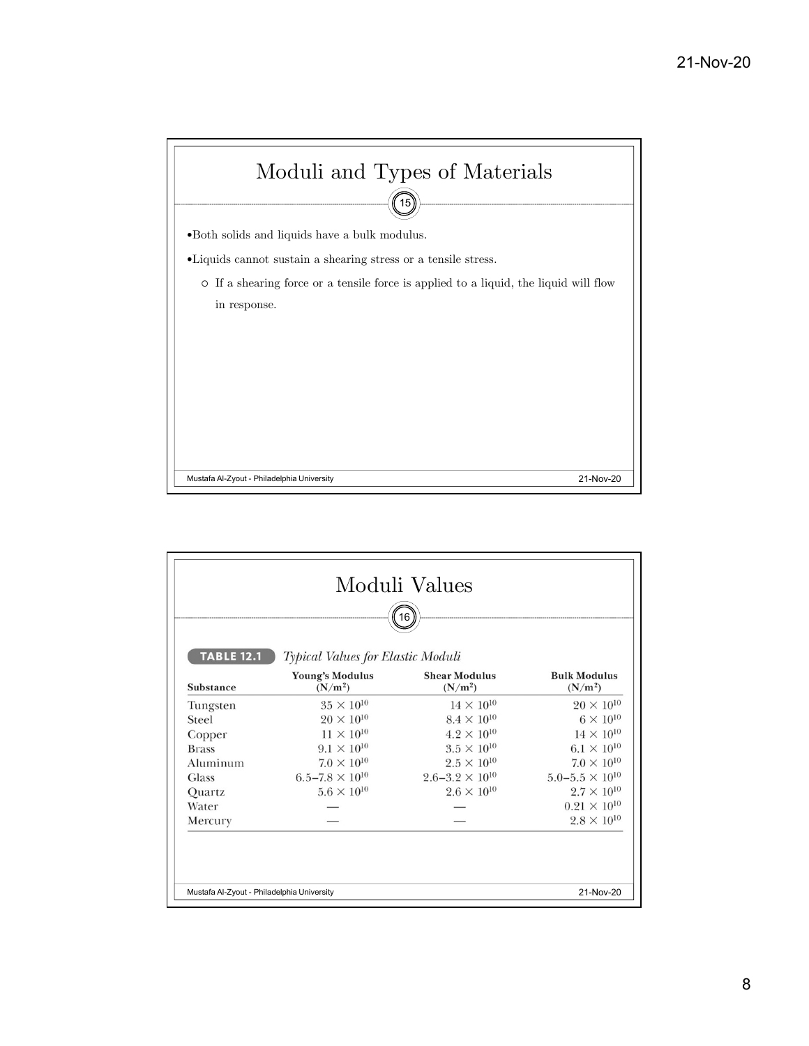# Moduli and Types of Materials

- Both solids and liquids have a bulk modulus.
- Liquids cannot sustain a shearing stress or a tensile stress.
  - If a shearing force or a tensile force is applied to a liquid, the liquid will flow in response.

# Moduli Values

**TABLE 12.1** *Typical Values for Elastic Moduli*

| Substance | Young's Modulus ($N/m^2$) | Shear Modulus ($N/m^2$) | Bulk Modulus ($N/m^2$) |
|---|---|---|---|
| Tungsten | $35 \times 10^{10}$ | $14 \times 10^{10}$ | $20 \times 10^{10}$ |
| Steel | $20 \times 10^{10}$ | $8.4 \times 10^{10}$ | $6 \times 10^{10}$ |
| Copper | $11 \times 10^{10}$ | $4.2 \times 10^{10}$ | $14 \times 10^{10}$ |
| Brass | $9.1 \times 10^{10}$ | $3.5 \times 10^{10}$ | $6.1 \times 10^{10}$ |
| Aluminum | $7.0 \times 10^{10}$ | $2.5 \times 10^{10}$ | $7.0 \times 10^{10}$ |
| Glass | $6.5–7.8 \times 10^{10}$ | $2.6–3.2 \times 10^{10}$ | $5.0–5.5 \times 10^{10}$ |
| Quartz | $5.6 \times 10^{10}$ | $2.6 \times 10^{10}$ | $2.7 \times 10^{10}$ |
| Water | — | — | $0.21 \times 10^{10}$ |
| Mercury | — | — | $2.8 \times 10^{10}$ |